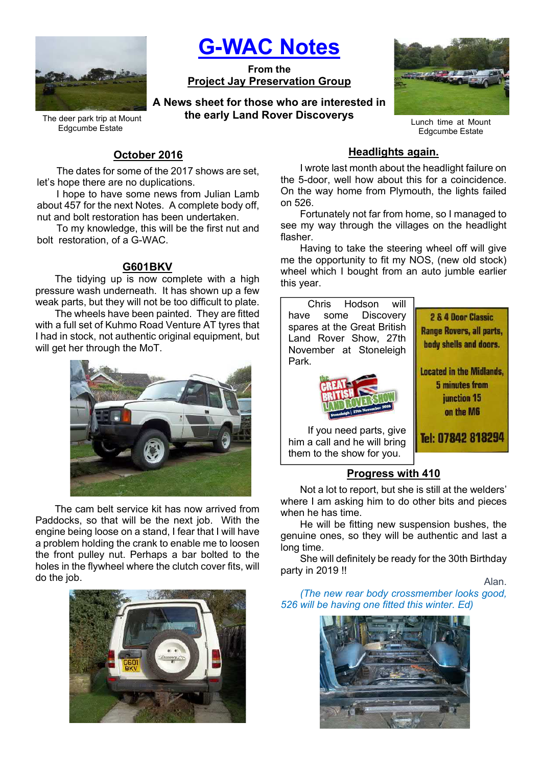# G-WAC Notes

**From the**
**Project Jay Preservation Group**

**A News sheet for those who are interested in the early Land Rover Discoverys**

The deer park trip at Mount Edgcumbe Estate

Lunch time at Mount Edgcumbe Estate

## October 2016

The dates for some of the 2017 shows are set, let's hope there are no duplications.

I hope to have some news from Julian Lamb about 457 for the next Notes. A complete body off, nut and bolt restoration has been undertaken.

To my knowledge, this will be the first nut and bolt restoration, of a G-WAC.

## G601BKV

The tidying up is now complete with a high pressure wash underneath. It has shown up a few weak parts, but they will not be too difficult to plate.

The wheels have been painted. They are fitted with a full set of Kuhmo Road Venture AT tyres that I had in stock, not authentic original equipment, but will get her through the MoT.

The cam belt service kit has now arrived from Paddocks, so that will be the next job. With the engine being loose on a stand, I fear that I will have a problem holding the crank to enable me to loosen the front pulley nut. Perhaps a bar bolted to the holes in the flywheel where the clutch cover fits, will do the job.

## Headlights again.

I wrote last month about the headlight failure on the 5-door, well how about this for a coincidence. On the way home from Plymouth, the lights failed on 526.

Fortunately not far from home, so I managed to see my way through the villages on the headlight flasher.

Having to take the steering wheel off will give me the opportunity to fit my NOS, (new old stock) wheel which I bought from an auto jumble earlier this year.

Chris Hodson will have some Discovery spares at the Great British Land Rover Show, 27th November at Stoneleigh Park.

If you need parts, give him a call and he will bring them to the show for you.

2 & 4 Door Classic Range Rovers, all parts, body shells and doors.

Located in the Midlands, 5 minutes from junction 15 on the M6

Tel: 07842 818294

## Progress with 410

Not a lot to report, but she is still at the welders' where I am asking him to do other bits and pieces when he has time.

He will be fitting new suspension bushes, the genuine ones, so they will be authentic and last a long time.

She will definitely be ready for the 30th Birthday party in 2019 !!

Alan.

*(The new rear body crossmember looks good, 526 will be having one fitted this winter. Ed)*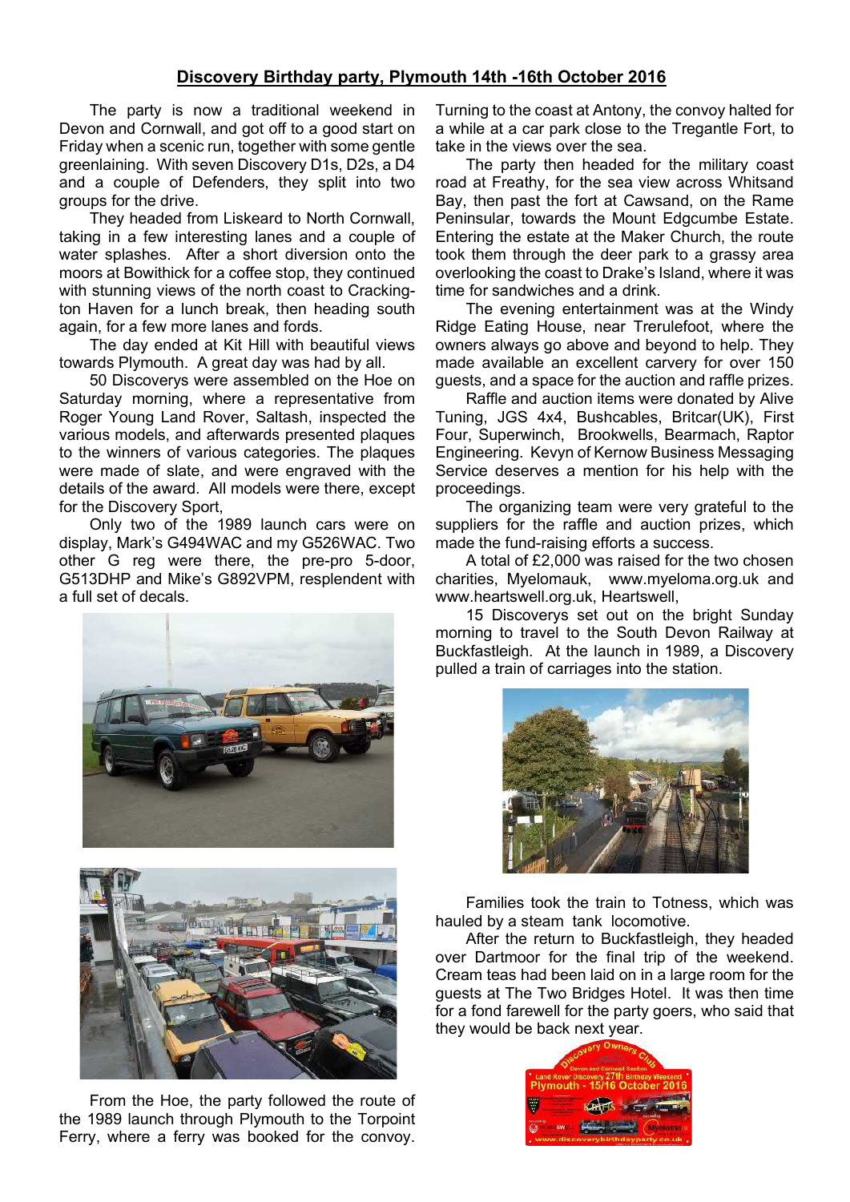## Discovery Birthday party, Plymouth 14th -16th October 2016

The party is now a traditional weekend in Devon and Cornwall, and got off to a good start on Friday when a scenic run, together with some gentle greenlaining. With seven Discovery D1s, D2s, a D4 and a couple of Defenders, they split into two groups for the drive.

They headed from Liskeard to North Cornwall, taking in a few interesting lanes and a couple of water splashes. After a short diversion onto the moors at Bowithick for a coffee stop, they continued with stunning views of the north coast to Crackington Haven for a lunch break, then heading south again, for a few more lanes and fords.

The day ended at Kit Hill with beautiful views towards Plymouth. A great day was had by all.

50 Discoverys were assembled on the Hoe on Saturday morning, where a representative from Roger Young Land Rover, Saltash, inspected the various models, and afterwards presented plaques to the winners of various categories. The plaques were made of slate, and were engraved with the details of the award. All models were there, except for the Discovery Sport,

Only two of the 1989 launch cars were on display, Mark's G494WAC and my G526WAC. Two other G reg were there, the pre-pro 5-door, G513DHP and Mike's G892VPM, resplendent with a full set of decals.

From the Hoe, the party followed the route of the 1989 launch through Plymouth to the Torpoint Ferry, where a ferry was booked for the convoy. Turning to the coast at Antony, the convoy halted for a while at a car park close to the Tregantle Fort, to take in the views over the sea.

The party then headed for the military coast road at Freathy, for the sea view across Whitsand Bay, then past the fort at Cawsand, on the Rame Peninsular, towards the Mount Edgcumbe Estate. Entering the estate at the Maker Church, the route took them through the deer park to a grassy area overlooking the coast to Drake's Island, where it was time for sandwiches and a drink.

The evening entertainment was at the Windy Ridge Eating House, near Trerulefoot, where the owners always go above and beyond to help. They made available an excellent carvery for over 150 guests, and a space for the auction and raffle prizes.

Raffle and auction items were donated by Alive Tuning, JGS 4x4, Bushcables, Britcar(UK), First Four, Superwinch, Brookwells, Bearmach, Raptor Engineering. Kevyn of Kernow Business Messaging Service deserves a mention for his help with the proceedings.

The organizing team were very grateful to the suppliers for the raffle and auction prizes, which made the fund-raising efforts a success.

A total of £2,000 was raised for the two chosen charities, Myelomauk, www.myeloma.org.uk and www.heartswell.org.uk, Heartswell,

15 Discoverys set out on the bright Sunday morning to travel to the South Devon Railway at Buckfastleigh. At the launch in 1989, a Discovery pulled a train of carriages into the station.

Families took the train to Totness, which was hauled by a steam tank locomotive.

After the return to Buckfastleigh, they headed over Dartmoor for the final trip of the weekend. Cream teas had been laid on in a large room for the guests at The Two Bridges Hotel. It was then time for a fond farewell for the party goers, who said that they would be back next year.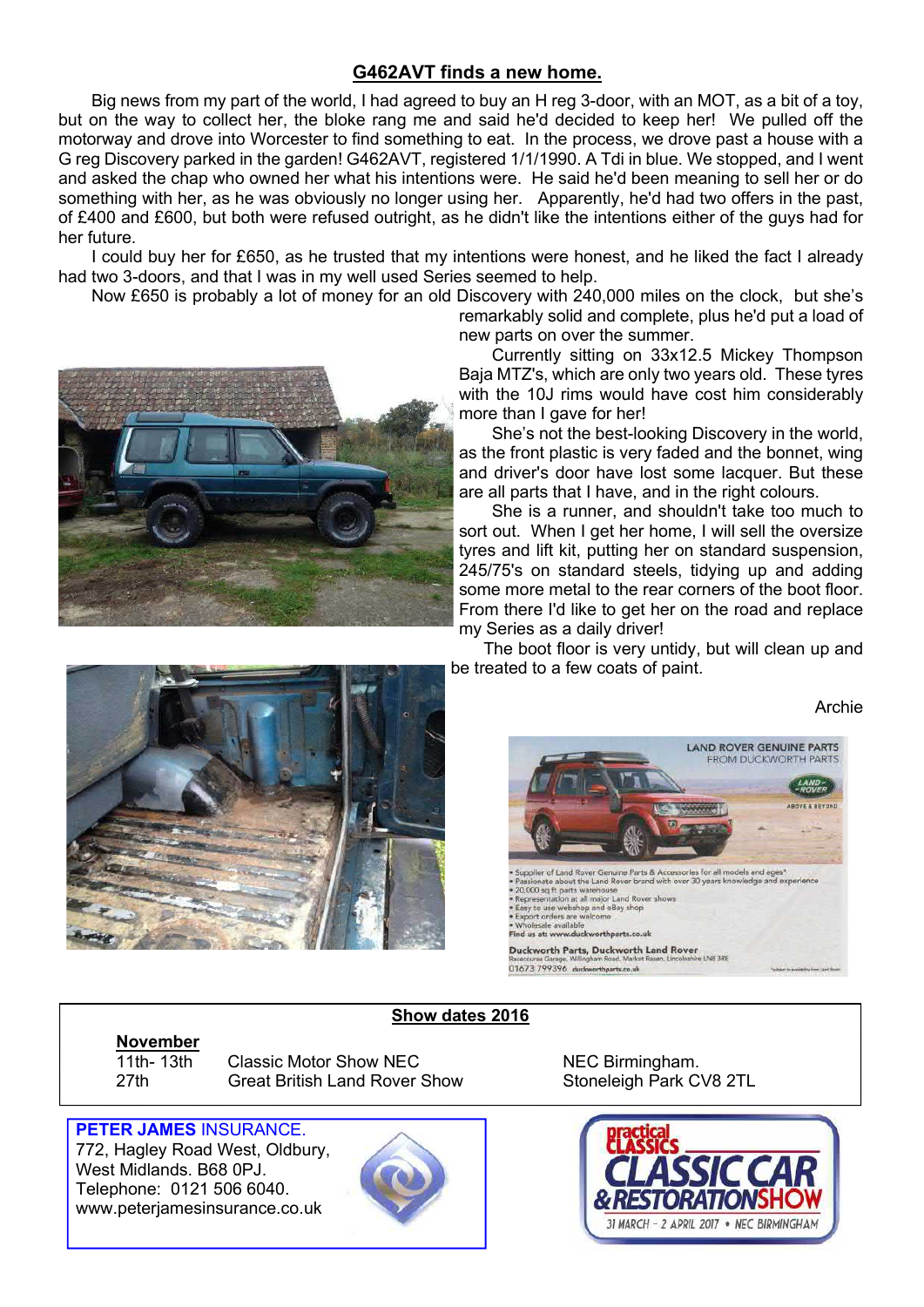## G462AVT finds a new home.

Big news from my part of the world, I had agreed to buy an H reg 3-door, with an MOT, as a bit of a toy, but on the way to collect her, the bloke rang me and said he'd decided to keep her! We pulled off the motorway and drove into Worcester to find something to eat. In the process, we drove past a house with a G reg Discovery parked in the garden! G462AVT, registered 1/1/1990. A Tdi in blue. We stopped, and I went and asked the chap who owned her what his intentions were. He said he'd been meaning to sell her or do something with her, as he was obviously no longer using her. Apparently, he'd had two offers in the past, of £400 and £600, but both were refused outright, as he didn't like the intentions either of the guys had for her future.

I could buy her for £650, as he trusted that my intentions were honest, and he liked the fact I already had two 3-doors, and that I was in my well used Series seemed to help.

Now £650 is probably a lot of money for an old Discovery with 240,000 miles on the clock, but she's remarkably solid and complete, plus he'd put a load of new parts on over the summer.

Currently sitting on 33x12.5 Mickey Thompson Baja MTZ's, which are only two years old. These tyres with the 10J rims would have cost him considerably more than I gave for her!

She's not the best-looking Discovery in the world, as the front plastic is very faded and the bonnet, wing and driver's door have lost some lacquer. But these are all parts that I have, and in the right colours.

She is a runner, and shouldn't take too much to sort out. When I get her home, I will sell the oversize tyres and lift kit, putting her on standard suspension, 245/75's on standard steels, tidying up and adding some more metal to the rear corners of the boot floor. From there I'd like to get her on the road and replace my Series as a daily driver!

The boot floor is very untidy, but will clean up and be treated to a few coats of paint.

Archie

LAND ROVER GENUINE PARTS FROM DUCKWORTH PARTS

- Supplier of Land Rover Genuine Parts & Accessories for all models and ages*
- Passionate about the Land Rover brand with over 30 years knowledge and experience
- 20,000 sq ft parts warehouse
- Representation at all major Land Rover shows
- Easy to use webshop and eBay shop
- Export orders are welcome
- Wholesale available

Find us at: www.duckworthparts.co.uk

Duckworth Parts, Duckworth Land Rover
Racecourse Garage, Willingham Road, Market Rasen, Lincolnshire LN8 3RE
01673 799396 duckworthparts.co.uk

### Show dates 2016

**November**

| | | |
|---|---|---|
| 11th- 13th | Classic Motor Show NEC | NEC Birmingham. |
| 27th | Great British Land Rover Show | Stoneleigh Park CV8 2TL |

**PETER JAMES** INSURANCE.
772, Hagley Road West, Oldbury,
West Midlands. B68 0PJ.
Telephone: 0121 506 6040.
www.peterjamesinsurance.co.uk

Practical Classics CLASSIC CAR & RESTORATION SHOW
31 MARCH – 2 APRIL 2017 • NEC BIRMINGHAM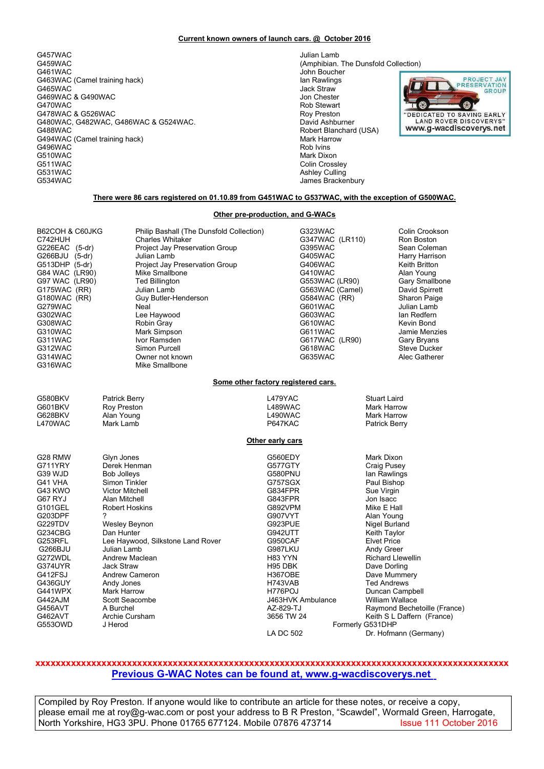**Current known owners of launch cars. @ October 2016**

| | |
|---|---|
| G457WAC | Julian Lamb |
| G459WAC | (Amphibian. The Dunsfold Collection) |
| G461WAC | John Boucher |
| G463WAC (Camel training hack) | Ian Rawlings |
| G465WAC | Jack Straw |
| G469WAC & G490WAC | Jon Chester |
| G470WAC | Rob Stewart |
| G478WAC & G526WAC | Roy Preston |
| G480WAC, G482WAC, G486WAC & G524WAC. | David Ashburner |
| G488WAC | Robert Blanchard (USA) |
| G494WAC (Camel training hack) | Mark Harrow |
| G496WAC | Rob Ivins |
| G510WAC | Mark Dixon |
| G511WAC | Colin Crossley |
| G531WAC | Ashley Culling |
| G534WAC | James Brackenbury |

PROJECT JAY PRESERVATION GROUP
"DEDICATED TO SAVING EARLY LAND ROVER DISCOVERYS"
www.g-wacdiscoverys.net

**There were 86 cars registered on 01.10.89 from G451WAC to G537WAC, with the exception of G500WAC.**

**Other pre-production, and G-WACs**

| | | | |
|---|---|---|---|
| B62COH & C60JKG | Philip Bashall (The Dunsfold Collection) | G323WAC | Colin Crookson |
| C742HUH | Charles Whitaker | G347WAC (LR110) | Ron Boston |
| G226EAC (5-dr) | Project Jay Preservation Group | G395WAC | Sean Coleman |
| G266BJU (5-dr) | Julian Lamb | G405WAC | Harry Harrison |
| G513DHP (5-dr) | Project Jay Preservation Group | G406WAC | Keith Britton |
| G84 WAC (LR90) | Mike Smallbone | G410WAC | Alan Young |
| G97 WAC (LR90) | Ted Billington | G553WAC (LR90) | Gary Smallbone |
| G175WAC (RR) | Julian Lamb | G563WAC (Camel) | David Spirrett |
| G180WAC (RR) | Guy Butler-Henderson | G584WAC (RR) | Sharon Paige |
| G279WAC | Neal | G601WAC | Julian Lamb |
| G302WAC | Lee Haywood | G603WAC | Ian Redfern |
| G308WAC | Robin Gray | G610WAC | Kevin Bond |
| G310WAC | Mark Simpson | G611WAC | Jamie Menzies |
| G311WAC | Ivor Ramsden | G617WAC (LR90) | Gary Bryans |
| G312WAC | Simon Purcell | G618WAC | Steve Ducker |
| G314WAC | Owner not known | G635WAC | Alec Gatherer |
| G316WAC | Mike Smallbone | | |

**Some other factory registered cars.**

| | | | |
|---|---|---|---|
| G580BKV | Patrick Berry | L479YAC | Stuart Laird |
| G601BKV | Roy Preston | L489WAC | Mark Harrow |
| G628BKV | Alan Young | L490WAC | Mark Harrow |
| L470WAC | Mark Lamb | P647KAC | Patrick Berry |

**Other early cars**

| | | | |
|---|---|---|---|
| G28 RMW | Glyn Jones | G560EDY | Mark Dixon |
| G711YRY | Derek Henman | G577GTY | Craig Pusey |
| G39 WJD | Bob Jolleys | G580PNU | Ian Rawlings |
| G41 VHA | Simon Tinkler | G757SGX | Paul Bishop |
| G43 KWO | Victor Mitchell | G834FPR | Sue Virgin |
| G67 RYJ | Alan Mitchell | G843FPR | Jon Isacc |
| G101GEL | Robert Hoskins | G892VPM | Mike E Hall |
| G203DPF | ? | G907VYT | Alan Young |
| G229TDV | Wesley Beynon | G923PUE | Nigel Burland |
| G234CBG | Dan Hunter | G942UTT | Keith Taylor |
| G253RFL | Lee Haywood, Silkstone Land Rover | G950CAF | Elvet Price |
| G266BJU | Julian Lamb | G987LKU | Andy Greer |
| G272WDL | Andrew Maclean | H83 YYN | Richard Llewellin |
| G374UYR | Jack Straw | H95 DBK | Dave Dorling |
| G412FSJ | Andrew Cameron | H367OBE | Dave Mummery |
| G436GUY | Andy Jones | H743VAB | Ted Andrews |
| G441WPX | Mark Harrow | H776POJ | Duncan Campbell |
| G442AJM | Scott Seacombe | J463HVK Ambulance | William Wallace |
| G456AVT | A Burchel | AZ-829-TJ | Raymond Bechetoille (France) |
| G462AVT | Archie Cursham | 3656 TW 24 | Keith S L Daffern (France) |
| G553OWD | J Herod | | Formerly G531DHP |
| | | LA DC 502 | Dr. Hofmann (Germany) |

xxxxxxxxxxxxxxxxxxxxxxxxxxxxxxxxxxxxxxxxxxxxxxxxxxxxxxxxxxxxxxxxxxxxxxxxxxxxxxxxxxxxxxxxxxxxxx

**Previous G-WAC Notes can be found at, www.g-wacdiscoverys.net**

Compiled by Roy Preston. If anyone would like to contribute an article for these notes, or receive a copy, please email me at roy@g-wac.com or post your address to B R Preston, "Scawdel", Wormald Green, Harrogate, North Yorkshire, HG3 3PU. Phone 01765 677124. Mobile 07876 473714 Issue 111 October 2016